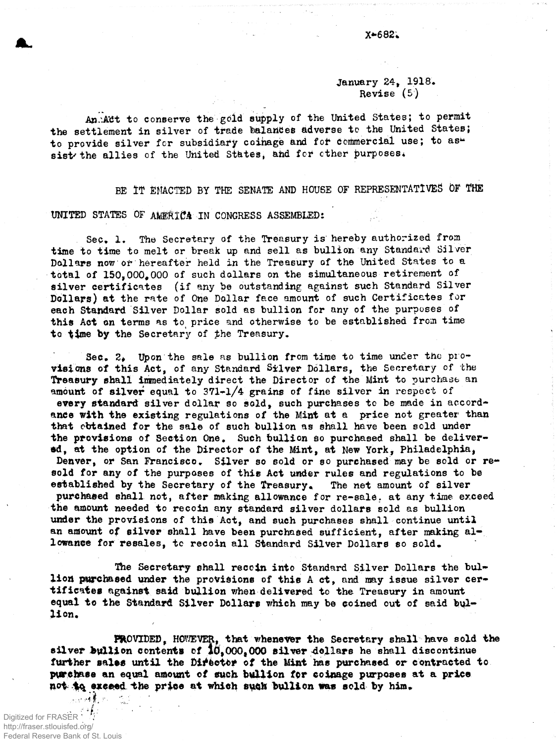X-682.

January 24, 1918.
Revise (5)

An Act to conserve the gold supply of the United States; to permit the settlement in silver of trade balances adverse to the United States; to provide silver for subsidiary coinage and for commercial use; to assist the allies of the United States, and for other purposes.

BE IT ENACTED BY THE SENATE AND HOUSE OF REPRESENTATIVES OF THE UNITED STATES OF AMERICA IN CONGRESS ASSEMBLED:

Sec. 1. The Secretary of the Treasury is hereby authorized from time to time to melt or break up and sell as bullion any Standard Silver Dollars now or hereafter held in the Treasury of the United States to a total of 150,000,000 of such dollars on the simultaneous retirement of silver certificates (if any be outstanding against such Standard Silver Dollars) at the rate of One Dollar face amount of such Certificates for each Standard Silver Dollar sold as bullion for any of the purposes of this Act on terms as to price and otherwise to be established from time to time by the Secretary of the Treasury.

Sec. 2. Upon the sale as bullion from time to time under the provisions of this Act, of any Standard Silver Dollars, the Secretary of the Treasury shall immediately direct the Director of the Mint to purchase an amount of silver equal to 371-1/4 grains of fine silver in respect of every standard silver dollar so sold, such purchases to be made in accordance with the existing regulations of the Mint at a price not greater than that obtained for the sale of such bullion as shall have been sold under the provisions of Section One. Such bullion so purchased shall be delivered, at the option of the Director of the Mint, at New York, Philadelphia, Denver, or San Francisco. Silver so sold or so purchased may be sold or resold for any of the purposes of this Act under rules and regulations to be established by the Secretary of the Treasury. The net amount of silver purchased shall not, after making allowance for re-sale, at any time exceed the amount needed to recoin any standard silver dollars sold as bullion under the provisions of this Act, and such purchases shall continue until an amount of silver shall have been purchased sufficient, after making allowance for resales, to recoin all Standard Silver Dollars so sold.

The Secretary shall recoin into Standard Silver Dollars the bullion purchased under the provisions of this Act, and may issue silver certificates against said bullion when delivered to the Treasury in amount equal to the Standard Silver Dollars which may be coined out of said bullion.

PROVIDED, HOWEVER, that whenever the Secretary shall have sold the silver bullion contents of 10,000,000 silver dollars he shall discontinue further sales until the Director of the Mint has purchased or contracted to purchase an equal amount of such bullion for coinage purposes at a price not to exceed the price at which such bullion was sold by him.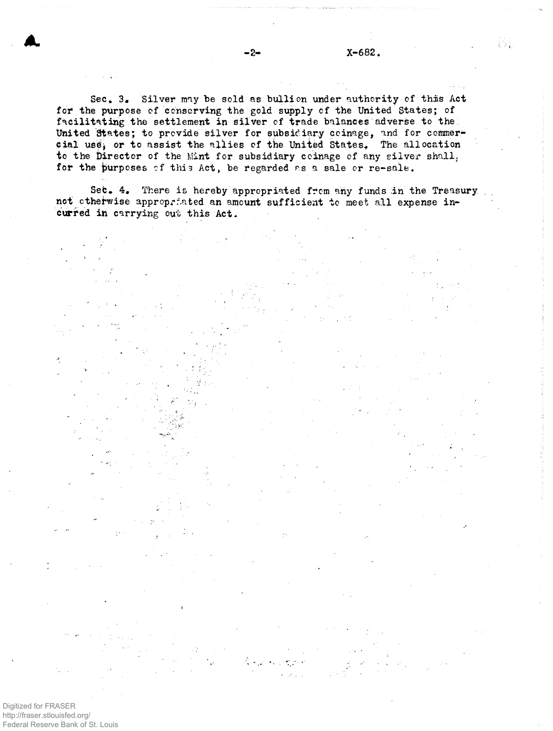Sec. 3. Silver may be sold as bullion under authority of this Act for the purpose of conserving the gold supply of the United States; of facilitating the settlement in silver of trade balances adverse to the United States; to provide silver for subsidiary coinage, and for commercial use, or to assist the allies of the United States. The allocation to the Director of the Mint for subsidiary coinage of any silver shall, for the purposes of this Act, be regarded as a sale or re-sale.

Sec. 4. There is hereby appropriated from any funds in the Treasury not otherwise appropriated an amount sufficient to meet all expense incurred in carrying out this Act.

Digitized for FRASER
http://fraser.stlouisfed.org/
Federal Reserve Bank of St. Louis